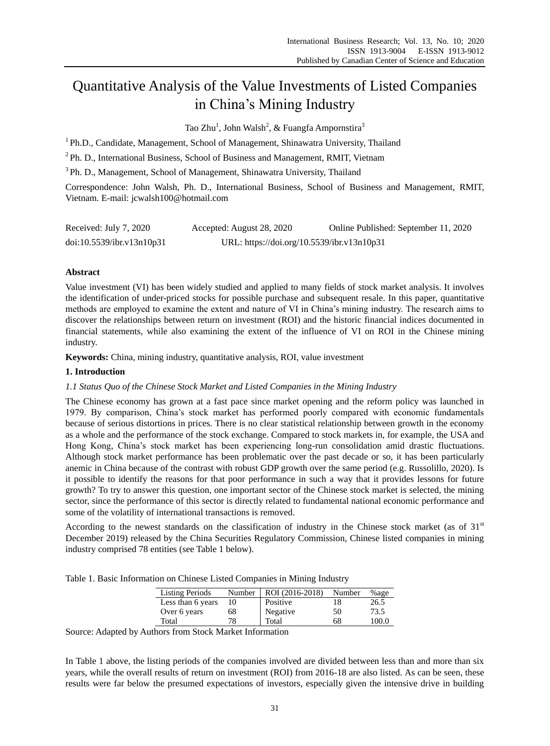# Quantitative Analysis of the Value Investments of Listed Companies in China's Mining Industry

Tao Zhu[1], John Walsh[2], & Fuangfa Ampornstira[3]

[1] Ph.D., Candidate, Management, School of Management, Shinawatra University, Thailand

[2] Ph. D., International Business, School of Business and Management, RMIT, Vietnam

[3] Ph. D., Management, School of Management, Shinawatra University, Thailand

Correspondence: John Walsh, Ph. D., International Business, School of Business and Management, RMIT, Vietnam. E-mail: jcwalsh100@hotmail.com

Received: July 7, 2020 Accepted: August 28, 2020 Online Published: September 11, 2020

doi:10.5539/ibr.v13n10p31 URL: https://doi.org/10.5539/ibr.v13n10p31

**Abstract**

Value investment (VI) has been widely studied and applied to many fields of stock market analysis. It involves the identification of under-priced stocks for possible purchase and subsequent resale. In this paper, quantitative methods are employed to examine the extent and nature of VI in China's mining industry. The research aims to discover the relationships between return on investment (ROI) and the historic financial indices documented in financial statements, while also examining the extent of the influence of VI on ROI in the Chinese mining industry.

**Keywords:** China, mining industry, quantitative analysis, ROI, value investment

## 1. Introduction

### *1.1 Status Quo of the Chinese Stock Market and Listed Companies in the Mining Industry*

The Chinese economy has grown at a fast pace since market opening and the reform policy was launched in 1979. By comparison, China's stock market has performed poorly compared with economic fundamentals because of serious distortions in prices. There is no clear statistical relationship between growth in the economy as a whole and the performance of the stock exchange. Compared to stock markets in, for example, the USA and Hong Kong, China's stock market has been experiencing long-run consolidation amid drastic fluctuations. Although stock market performance has been problematic over the past decade or so, it has been particularly anemic in China because of the contrast with robust GDP growth over the same period (e.g. Russolillo, 2020). Is it possible to identify the reasons for that poor performance in such a way that it provides lessons for future growth? To try to answer this question, one important sector of the Chinese stock market is selected, the mining sector, since the performance of this sector is directly related to fundamental national economic performance and some of the volatility of international transactions is removed.

According to the newest standards on the classification of industry in the Chinese stock market (as of 31st December 2019) released by the China Securities Regulatory Commission, Chinese listed companies in mining industry comprised 78 entities (see Table 1 below).

Table 1. Basic Information on Chinese Listed Companies in Mining Industry

| Listing Periods | Number | ROI (2016-2018) | Number | %age |
|---|---|---|---|---|
| Less than 6 years | 10 | Positive | 18 | 26.5 |
| Over 6 years | 68 | Negative | 50 | 73.5 |
| Total | 78 | Total | 68 | 100.0 |

Source: Adapted by Authors from Stock Market Information

In Table 1 above, the listing periods of the companies involved are divided between less than and more than six years, while the overall results of return on investment (ROI) from 2016-18 are also listed. As can be seen, these results were far below the presumed expectations of investors, especially given the intensive drive in building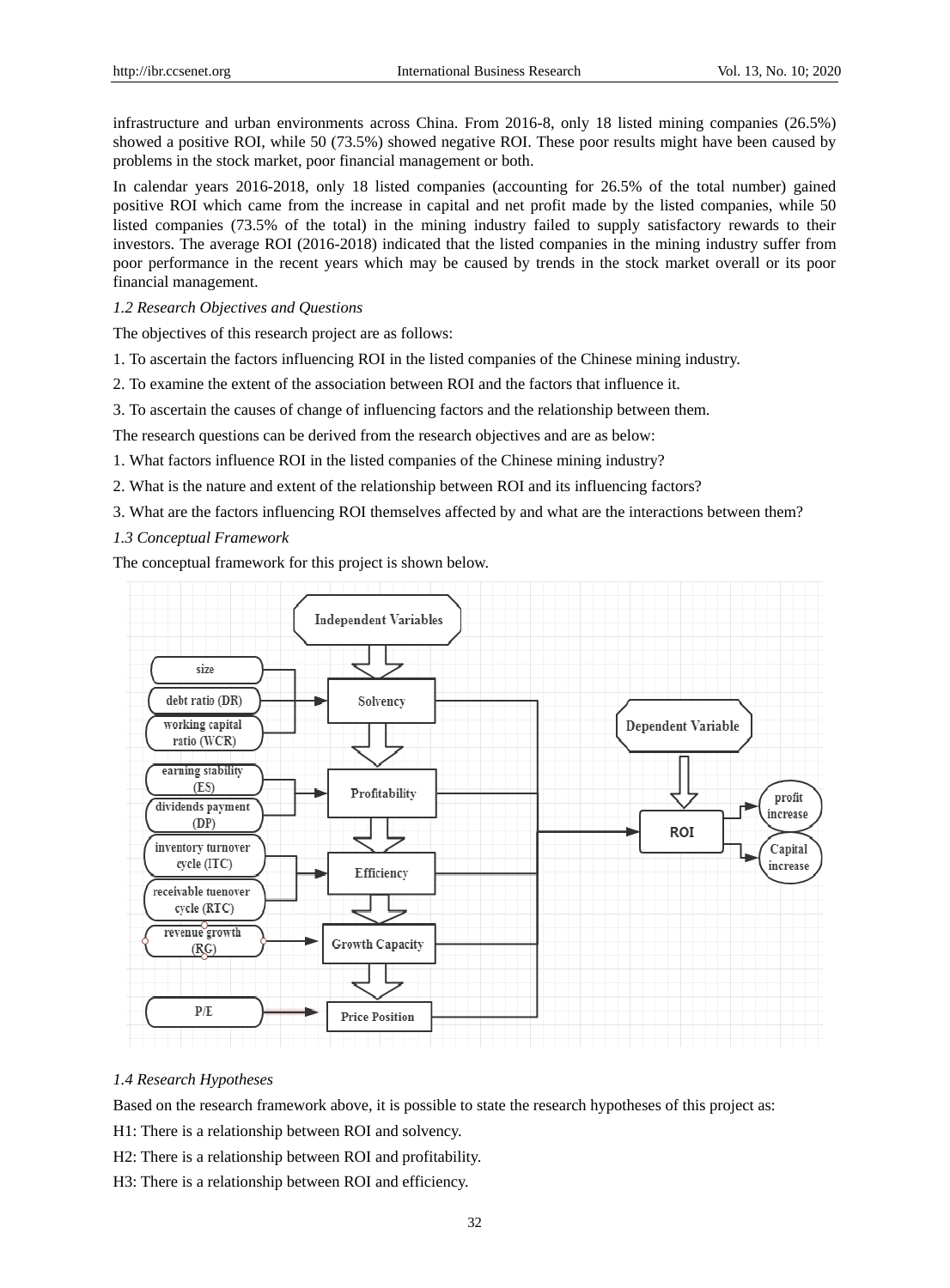infrastructure and urban environments across China. From 2016-8, only 18 listed mining companies (26.5%) showed a positive ROI, while 50 (73.5%) showed negative ROI. These poor results might have been caused by problems in the stock market, poor financial management or both.

In calendar years 2016-2018, only 18 listed companies (accounting for 26.5% of the total number) gained positive ROI which came from the increase in capital and net profit made by the listed companies, while 50 listed companies (73.5% of the total) in the mining industry failed to supply satisfactory rewards to their investors. The average ROI (2016-2018) indicated that the listed companies in the mining industry suffer from poor performance in the recent years which may be caused by trends in the stock market overall or its poor financial management.

### *1.2 Research Objectives and Questions*

The objectives of this research project are as follows:

1. To ascertain the factors influencing ROI in the listed companies of the Chinese mining industry.
2. To examine the extent of the association between ROI and the factors that influence it.
3. To ascertain the causes of change of influencing factors and the relationship between them.

The research questions can be derived from the research objectives and are as below:

1. What factors influence ROI in the listed companies of the Chinese mining industry?
2. What is the nature and extent of the relationship between ROI and its influencing factors?
3. What are the factors influencing ROI themselves affected by and what are the interactions between them?

### *1.3 Conceptual Framework*

The conceptual framework for this project is shown below.

### *1.4 Research Hypotheses*

Based on the research framework above, it is possible to state the research hypotheses of this project as:

H1: There is a relationship between ROI and solvency.

H2: There is a relationship between ROI and profitability.

H3: There is a relationship between ROI and efficiency.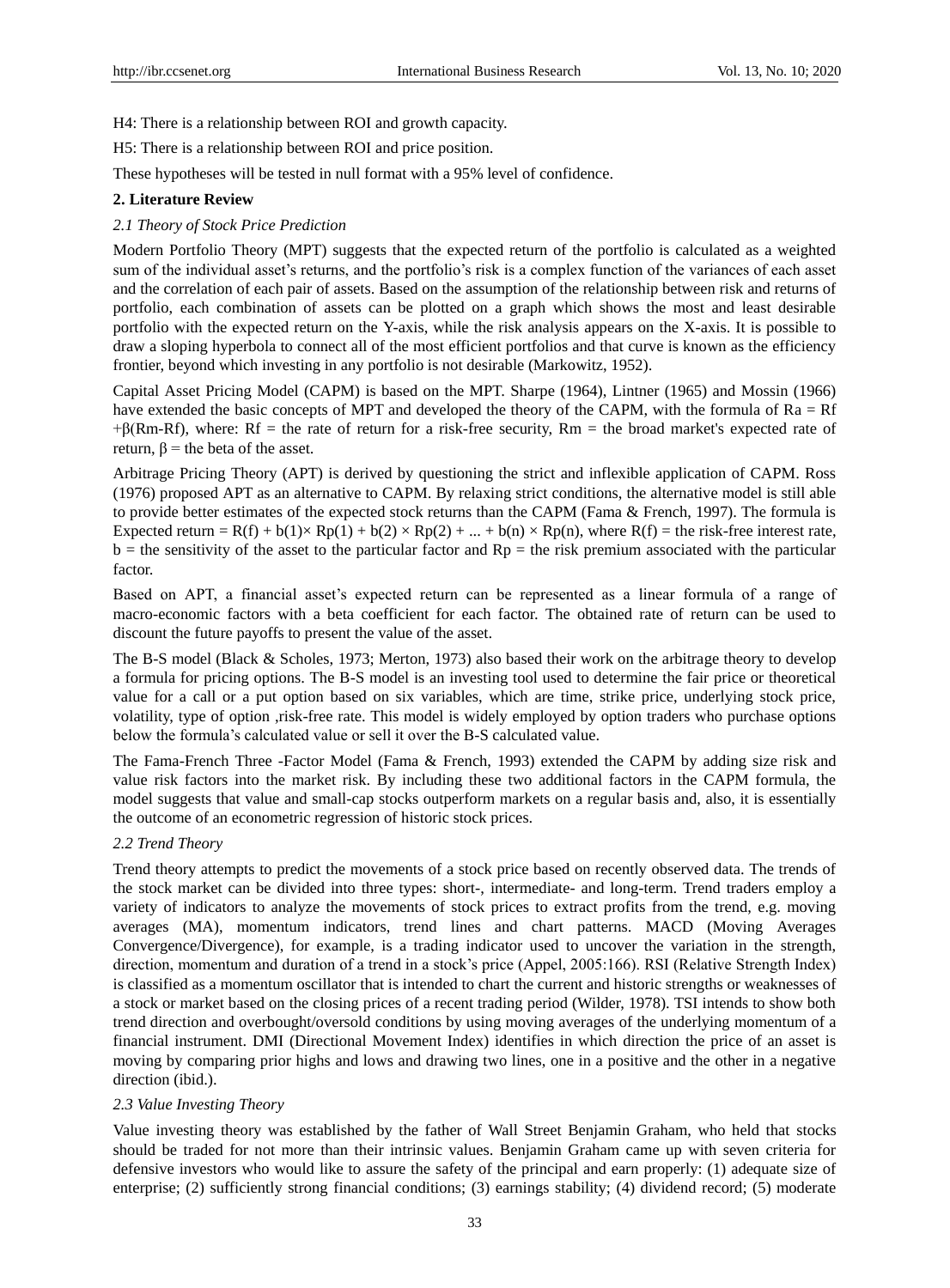H4: There is a relationship between ROI and growth capacity.

H5: There is a relationship between ROI and price position.

These hypotheses will be tested in null format with a 95% level of confidence.

## 2. Literature Review

### *2.1 Theory of Stock Price Prediction*

Modern Portfolio Theory (MPT) suggests that the expected return of the portfolio is calculated as a weighted sum of the individual asset's returns, and the portfolio's risk is a complex function of the variances of each asset and the correlation of each pair of assets. Based on the assumption of the relationship between risk and returns of portfolio, each combination of assets can be plotted on a graph which shows the most and least desirable portfolio with the expected return on the Y-axis, while the risk analysis appears on the X-axis. It is possible to draw a sloping hyperbola to connect all of the most efficient portfolios and that curve is known as the efficiency frontier, beyond which investing in any portfolio is not desirable (Markowitz, 1952).

Capital Asset Pricing Model (CAPM) is based on the MPT. Sharpe (1964), Lintner (1965) and Mossin (1966) have extended the basic concepts of MPT and developed the theory of the CAPM, with the formula of $Ra = Rf + \beta(Rm-Rf)$, where: Rf = the rate of return for a risk-free security, Rm = the broad market's expected rate of return, $\beta$ = the beta of the asset.

Arbitrage Pricing Theory (APT) is derived by questioning the strict and inflexible application of CAPM. Ross (1976) proposed APT as an alternative to CAPM. By relaxing strict conditions, the alternative model is still able to provide better estimates of the expected stock returns than the CAPM (Fama & French, 1997). The formula is Expected return = $R(f) + b(1)\times Rp(1) + b(2) \times Rp(2) + ... + b(n) \times Rp(n)$, where R(f) = the risk-free interest rate, b = the sensitivity of the asset to the particular factor and Rp = the risk premium associated with the particular factor.

Based on APT, a financial asset's expected return can be represented as a linear formula of a range of macro-economic factors with a beta coefficient for each factor. The obtained rate of return can be used to discount the future payoffs to present the value of the asset.

The B-S model (Black & Scholes, 1973; Merton, 1973) also based their work on the arbitrage theory to develop a formula for pricing options. The B-S model is an investing tool used to determine the fair price or theoretical value for a call or a put option based on six variables, which are time, strike price, underlying stock price, volatility, type of option ,risk-free rate. This model is widely employed by option traders who purchase options below the formula's calculated value or sell it over the B-S calculated value.

The Fama-French Three -Factor Model (Fama & French, 1993) extended the CAPM by adding size risk and value risk factors into the market risk. By including these two additional factors in the CAPM formula, the model suggests that value and small-cap stocks outperform markets on a regular basis and, also, it is essentially the outcome of an econometric regression of historic stock prices.

### *2.2 Trend Theory*

Trend theory attempts to predict the movements of a stock price based on recently observed data. The trends of the stock market can be divided into three types: short-, intermediate- and long-term. Trend traders employ a variety of indicators to analyze the movements of stock prices to extract profits from the trend, e.g. moving averages (MA), momentum indicators, trend lines and chart patterns. MACD (Moving Averages Convergence/Divergence), for example, is a trading indicator used to uncover the variation in the strength, direction, momentum and duration of a trend in a stock's price (Appel, 2005:166). RSI (Relative Strength Index) is classified as a momentum oscillator that is intended to chart the current and historic strengths or weaknesses of a stock or market based on the closing prices of a recent trading period (Wilder, 1978). TSI intends to show both trend direction and overbought/oversold conditions by using moving averages of the underlying momentum of a financial instrument. DMI (Directional Movement Index) identifies in which direction the price of an asset is moving by comparing prior highs and lows and drawing two lines, one in a positive and the other in a negative direction (ibid.).

### *2.3 Value Investing Theory*

Value investing theory was established by the father of Wall Street Benjamin Graham, who held that stocks should be traded for not more than their intrinsic values. Benjamin Graham came up with seven criteria for defensive investors who would like to assure the safety of the principal and earn properly: (1) adequate size of enterprise; (2) sufficiently strong financial conditions; (3) earnings stability; (4) dividend record; (5) moderate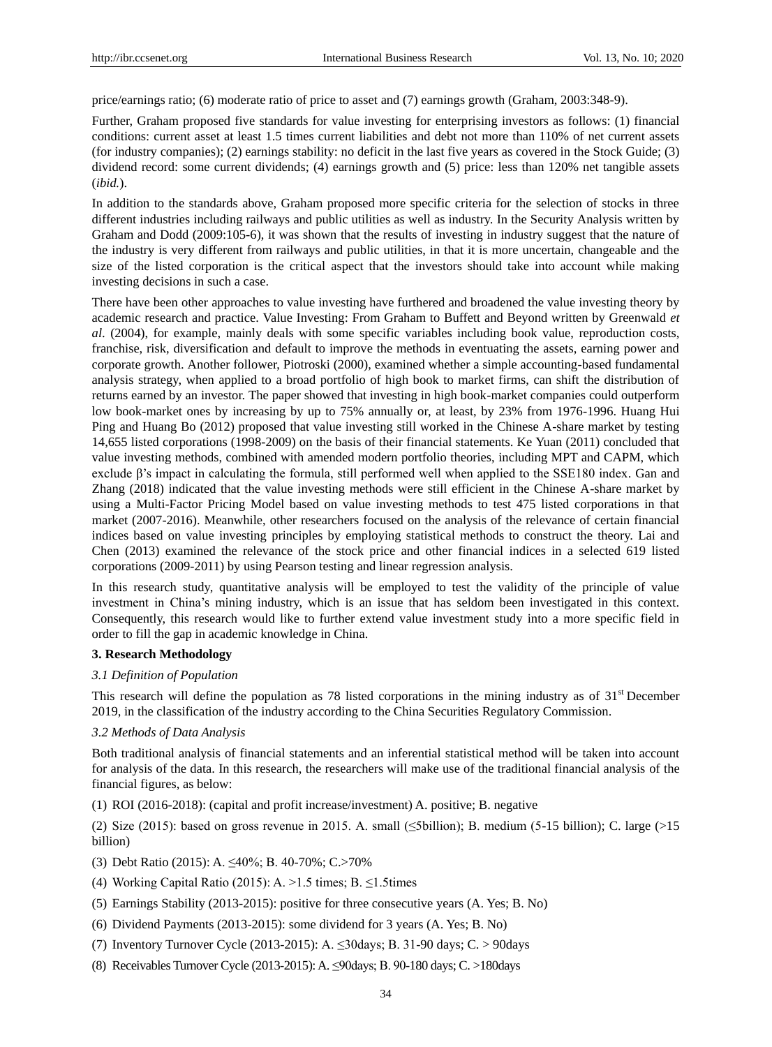price/earnings ratio; (6) moderate ratio of price to asset and (7) earnings growth (Graham, 2003:348-9).

Further, Graham proposed five standards for value investing for enterprising investors as follows: (1) financial conditions: current asset at least 1.5 times current liabilities and debt not more than 110% of net current assets (for industry companies); (2) earnings stability: no deficit in the last five years as covered in the Stock Guide; (3) dividend record: some current dividends; (4) earnings growth and (5) price: less than 120% net tangible assets (*ibid.*).

In addition to the standards above, Graham proposed more specific criteria for the selection of stocks in three different industries including railways and public utilities as well as industry. In the Security Analysis written by Graham and Dodd (2009:105-6), it was shown that the results of investing in industry suggest that the nature of the industry is very different from railways and public utilities, in that it is more uncertain, changeable and the size of the listed corporation is the critical aspect that the investors should take into account while making investing decisions in such a case.

There have been other approaches to value investing have furthered and broadened the value investing theory by academic research and practice. Value Investing: From Graham to Buffett and Beyond written by Greenwald *et al.* (2004), for example, mainly deals with some specific variables including book value, reproduction costs, franchise, risk, diversification and default to improve the methods in eventuating the assets, earning power and corporate growth. Another follower, Piotroski (2000), examined whether a simple accounting-based fundamental analysis strategy, when applied to a broad portfolio of high book to market firms, can shift the distribution of returns earned by an investor. The paper showed that investing in high book-market companies could outperform low book-market ones by increasing by up to 75% annually or, at least, by 23% from 1976-1996. Huang Hui Ping and Huang Bo (2012) proposed that value investing still worked in the Chinese A-share market by testing 14,655 listed corporations (1998-2009) on the basis of their financial statements. Ke Yuan (2011) concluded that value investing methods, combined with amended modern portfolio theories, including MPT and CAPM, which exclude β's impact in calculating the formula, still performed well when applied to the SSE180 index. Gan and Zhang (2018) indicated that the value investing methods were still efficient in the Chinese A-share market by using a Multi-Factor Pricing Model based on value investing methods to test 475 listed corporations in that market (2007-2016). Meanwhile, other researchers focused on the analysis of the relevance of certain financial indices based on value investing principles by employing statistical methods to construct the theory. Lai and Chen (2013) examined the relevance of the stock price and other financial indices in a selected 619 listed corporations (2009-2011) by using Pearson testing and linear regression analysis.

In this research study, quantitative analysis will be employed to test the validity of the principle of value investment in China's mining industry, which is an issue that has seldom been investigated in this context. Consequently, this research would like to further extend value investment study into a more specific field in order to fill the gap in academic knowledge in China.

### 3. Research Methodology

#### *3.1 Definition of Population*

This research will define the population as 78 listed corporations in the mining industry as of 31st December 2019, in the classification of the industry according to the China Securities Regulatory Commission.

#### *3.2 Methods of Data Analysis*

Both traditional analysis of financial statements and an inferential statistical method will be taken into account for analysis of the data. In this research, the researchers will make use of the traditional financial analysis of the financial figures, as below:

(1) ROI (2016-2018): (capital and profit increase/investment) A. positive; B. negative

(2) Size (2015): based on gross revenue in 2015. A. small (≤5billion); B. medium (5-15 billion); C. large (>15 billion)

(3) Debt Ratio (2015): A. ≤40%; B. 40-70%; C.>70%

(4) Working Capital Ratio (2015): A. >1.5 times; B. ≤1.5times

(5) Earnings Stability (2013-2015): positive for three consecutive years (A. Yes; B. No)

(6) Dividend Payments (2013-2015): some dividend for 3 years (A. Yes; B. No)

(7) Inventory Turnover Cycle (2013-2015): A. ≤30days; B. 31-90 days; C. > 90days

(8) Receivables Turnover Cycle (2013-2015): A. ≤90days; B. 90-180 days; C. >180days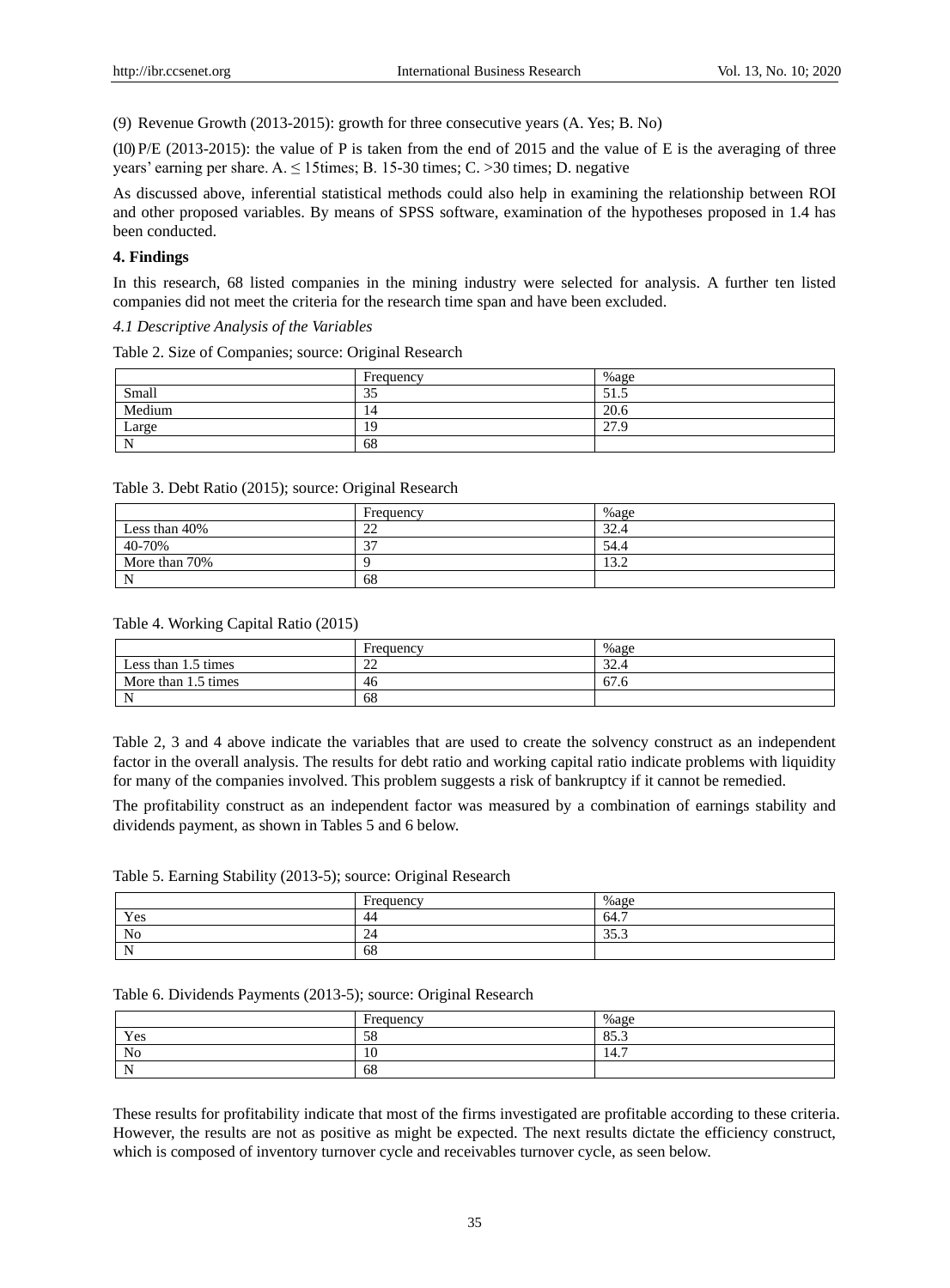(9) Revenue Growth (2013-2015): growth for three consecutive years (A. Yes; B. No)

(10) P/E (2013-2015): the value of P is taken from the end of 2015 and the value of E is the averaging of three years' earning per share. A. ≤ 15times; B. 15-30 times; C. >30 times; D. negative

As discussed above, inferential statistical methods could also help in examining the relationship between ROI and other proposed variables. By means of SPSS software, examination of the hypotheses proposed in 1.4 has been conducted.

## 4. Findings

In this research, 68 listed companies in the mining industry were selected for analysis. A further ten listed companies did not meet the criteria for the research time span and have been excluded.

### *4.1 Descriptive Analysis of the Variables*

Table 2. Size of Companies; source: Original Research

| | Frequency | %age |
|---|---|---|
| Small | 35 | 51.5 |
| Medium | 14 | 20.6 |
| Large | 19 | 27.9 |
| N | 68 | |

Table 3. Debt Ratio (2015); source: Original Research

| | Frequency | %age |
|---|---|---|
| Less than 40% | 22 | 32.4 |
| 40-70% | 37 | 54.4 |
| More than 70% | 9 | 13.2 |
| N | 68 | |

Table 4. Working Capital Ratio (2015)

| | Frequency | %age |
|---|---|---|
| Less than 1.5 times | 22 | 32.4 |
| More than 1.5 times | 46 | 67.6 |
| N | 68 | |

Table 2, 3 and 4 above indicate the variables that are used to create the solvency construct as an independent factor in the overall analysis. The results for debt ratio and working capital ratio indicate problems with liquidity for many of the companies involved. This problem suggests a risk of bankruptcy if it cannot be remedied.

The profitability construct as an independent factor was measured by a combination of earnings stability and dividends payment, as shown in Tables 5 and 6 below.

Table 5. Earning Stability (2013-5); source: Original Research

| | Frequency | %age |
|---|---|---|
| Yes | 44 | 64.7 |
| No | 24 | 35.3 |
| N | 68 | |

Table 6. Dividends Payments (2013-5); source: Original Research

| | Frequency | %age |
|---|---|---|
| Yes | 58 | 85.3 |
| No | 10 | 14.7 |
| N | 68 | |

These results for profitability indicate that most of the firms investigated are profitable according to these criteria. However, the results are not as positive as might be expected. The next results dictate the efficiency construct, which is composed of inventory turnover cycle and receivables turnover cycle, as seen below.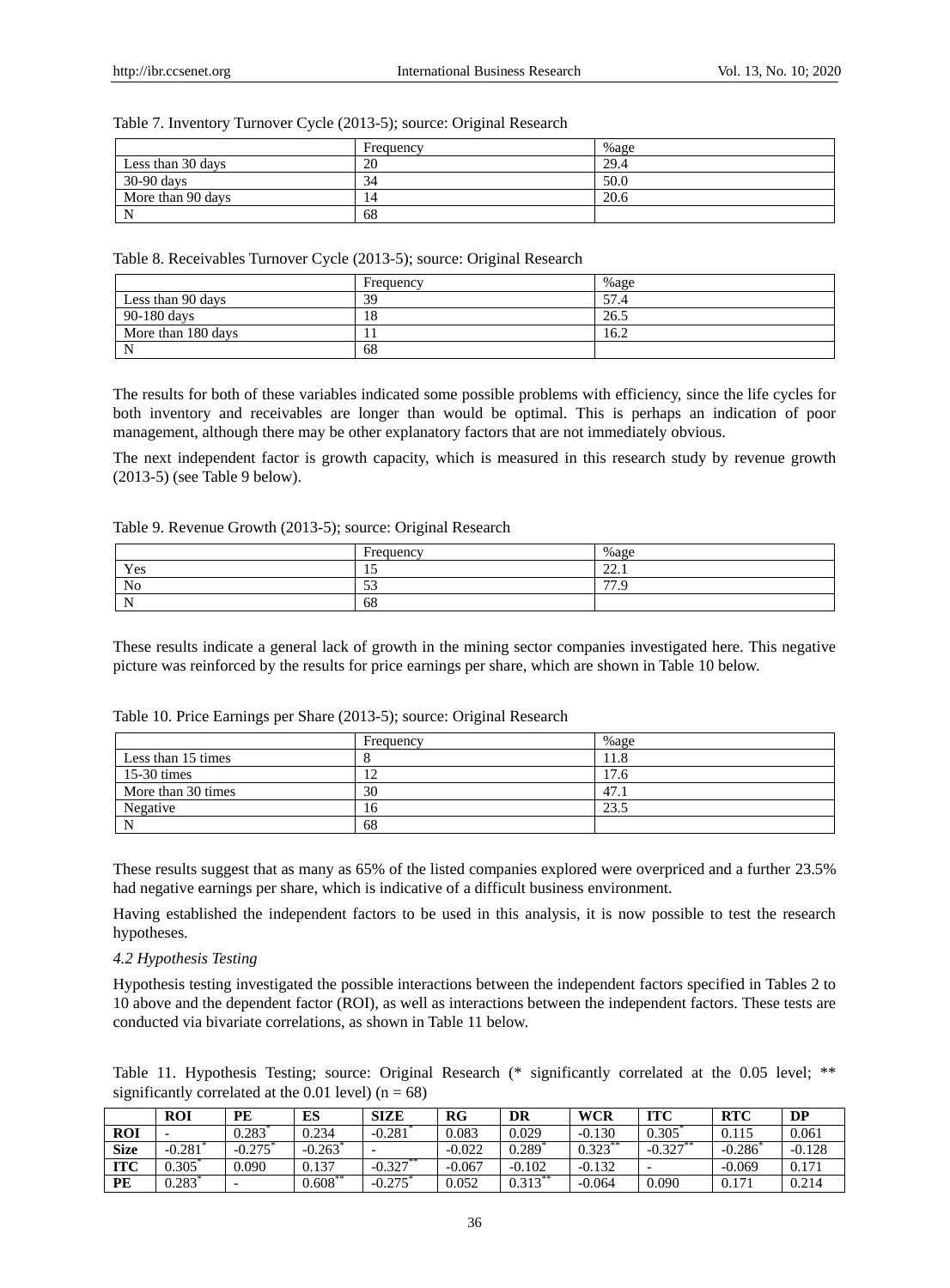Table 7. Inventory Turnover Cycle (2013-5); source: Original Research

| | Frequency | %age |
|---|---|---|
| Less than 30 days | 20 | 29.4 |
| 30-90 days | 34 | 50.0 |
| More than 90 days | 14 | 20.6 |
| N | 68 | |

Table 8. Receivables Turnover Cycle (2013-5); source: Original Research

| | Frequency | %age |
|---|---|---|
| Less than 90 days | 39 | 57.4 |
| 90-180 days | 18 | 26.5 |
| More than 180 days | 11 | 16.2 |
| N | 68 | |

The results for both of these variables indicated some possible problems with efficiency, since the life cycles for both inventory and receivables are longer than would be optimal. This is perhaps an indication of poor management, although there may be other explanatory factors that are not immediately obvious.

The next independent factor is growth capacity, which is measured in this research study by revenue growth (2013-5) (see Table 9 below).

Table 9. Revenue Growth (2013-5); source: Original Research

| | Frequency | %age |
|---|---|---|
| Yes | 15 | 22.1 |
| No | 53 | 77.9 |
| N | 68 | |

These results indicate a general lack of growth in the mining sector companies investigated here. This negative picture was reinforced by the results for price earnings per share, which are shown in Table 10 below.

Table 10. Price Earnings per Share (2013-5); source: Original Research

| | Frequency | %age |
|---|---|---|
| Less than 15 times | 8 | 11.8 |
| 15-30 times | 12 | 17.6 |
| More than 30 times | 30 | 47.1 |
| Negative | 16 | 23.5 |
| N | 68 | |

These results suggest that as many as 65% of the listed companies explored were overpriced and a further 23.5% had negative earnings per share, which is indicative of a difficult business environment.

Having established the independent factors to be used in this analysis, it is now possible to test the research hypotheses.

### *4.2 Hypothesis Testing*

Hypothesis testing investigated the possible interactions between the independent factors specified in Tables 2 to 10 above and the dependent factor (ROI), as well as interactions between the independent factors. These tests are conducted via bivariate correlations, as shown in Table 11 below.

Table 11. Hypothesis Testing; source: Original Research (* significantly correlated at the 0.05 level; ** significantly correlated at the 0.01 level) (n = 68)

| | **ROI** | **PE** | **ES** | **SIZE** | **RG** | **DR** | **WCR** | **ITC** | **RTC** | **DP** |
|---|---|---|---|---|---|---|---|---|---|---|
| **ROI** | - | 0.283* | 0.234 | -0.281* | 0.083 | 0.029 | -0.130 | 0.305* | 0.115 | 0.061 |
| **Size** | -0.281* | -0.275* | -0.263* | - | -0.022 | 0.289* | 0.323** | -0.327** | -0.286* | -0.128 |
| **ITC** | 0.305* | 0.090 | 0.137 | -0.327** | -0.067 | -0.102 | -0.132 | - | -0.069 | 0.171 |
| **PE** | 0.283* | - | 0.608** | -0.275* | 0.052 | 0.313** | -0.064 | 0.090 | 0.171 | 0.214 |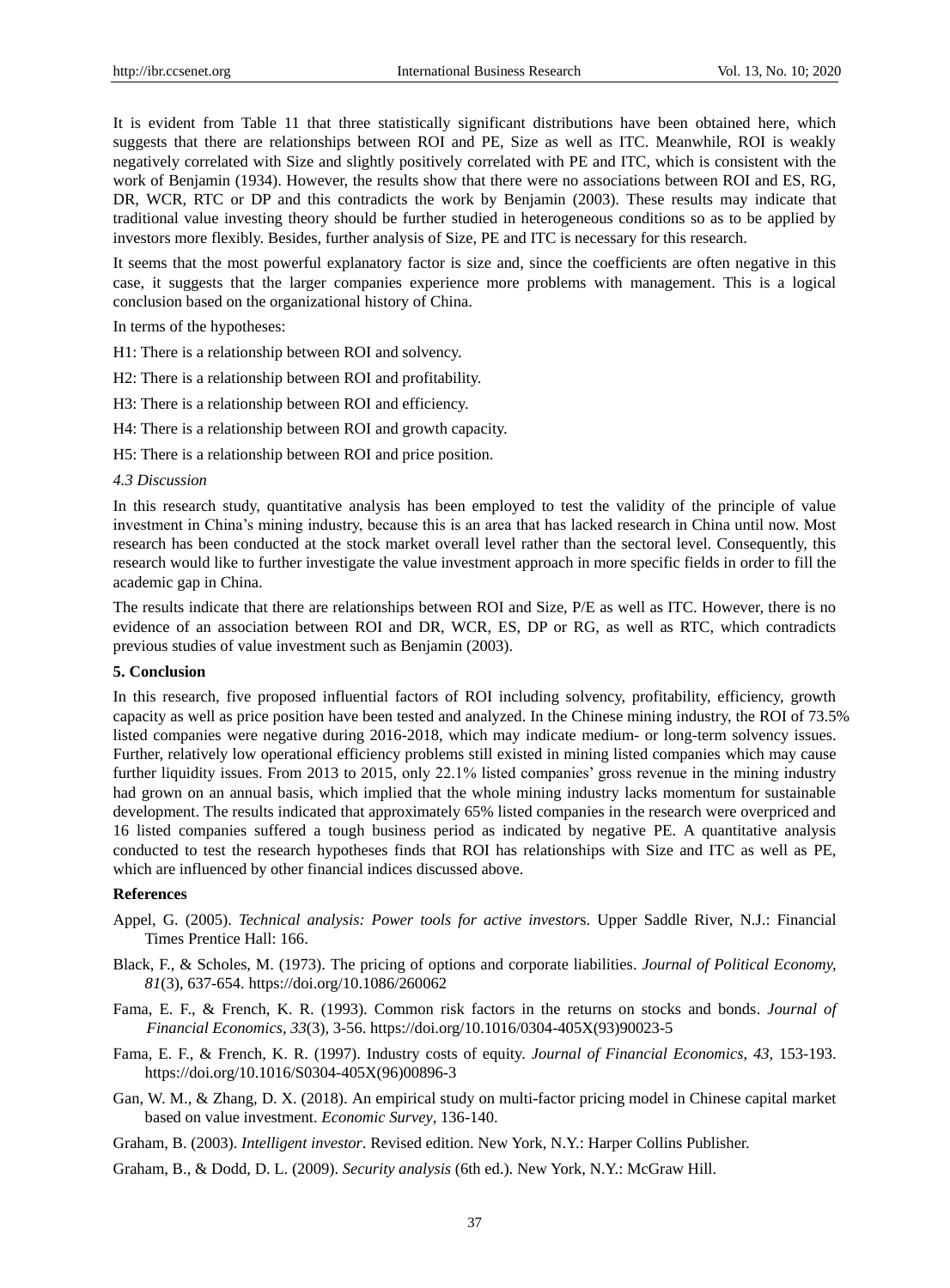It is evident from Table 11 that three statistically significant distributions have been obtained here, which suggests that there are relationships between ROI and PE, Size as well as ITC. Meanwhile, ROI is weakly negatively correlated with Size and slightly positively correlated with PE and ITC, which is consistent with the work of Benjamin (1934). However, the results show that there were no associations between ROI and ES, RG, DR, WCR, RTC or DP and this contradicts the work by Benjamin (2003). These results may indicate that traditional value investing theory should be further studied in heterogeneous conditions so as to be applied by investors more flexibly. Besides, further analysis of Size, PE and ITC is necessary for this research.

It seems that the most powerful explanatory factor is size and, since the coefficients are often negative in this case, it suggests that the larger companies experience more problems with management. This is a logical conclusion based on the organizational history of China.

In terms of the hypotheses:

H1: There is a relationship between ROI and solvency.

H2: There is a relationship between ROI and profitability.

H3: There is a relationship between ROI and efficiency.

H4: There is a relationship between ROI and growth capacity.

H5: There is a relationship between ROI and price position.

### *4.3 Discussion*

In this research study, quantitative analysis has been employed to test the validity of the principle of value investment in China's mining industry, because this is an area that has lacked research in China until now. Most research has been conducted at the stock market overall level rather than the sectoral level. Consequently, this research would like to further investigate the value investment approach in more specific fields in order to fill the academic gap in China.

The results indicate that there are relationships between ROI and Size, P/E as well as ITC. However, there is no evidence of an association between ROI and DR, WCR, ES, DP or RG, as well as RTC, which contradicts previous studies of value investment such as Benjamin (2003).

## 5. Conclusion

In this research, five proposed influential factors of ROI including solvency, profitability, efficiency, growth capacity as well as price position have been tested and analyzed. In the Chinese mining industry, the ROI of 73.5% listed companies were negative during 2016-2018, which may indicate medium- or long-term solvency issues. Further, relatively low operational efficiency problems still existed in mining listed companies which may cause further liquidity issues. From 2013 to 2015, only 22.1% listed companies' gross revenue in the mining industry had grown on an annual basis, which implied that the whole mining industry lacks momentum for sustainable development. The results indicated that approximately 65% listed companies in the research were overpriced and 16 listed companies suffered a tough business period as indicated by negative PE. A quantitative analysis conducted to test the research hypotheses finds that ROI has relationships with Size and ITC as well as PE, which are influenced by other financial indices discussed above.

## References

Appel, G. (2005). *Technical analysis: Power tools for active investors*. Upper Saddle River, N.J.: Financial Times Prentice Hall: 166.

Black, F., & Scholes, M. (1973). The pricing of options and corporate liabilities. *Journal of Political Economy, 81*(3), 637-654. https://doi.org/10.1086/260062

Fama, E. F., & French, K. R. (1993). Common risk factors in the returns on stocks and bonds. *Journal of Financial Economics, 33*(3), 3-56. https://doi.org/10.1016/0304-405X(93)90023-5

Fama, E. F., & French, K. R. (1997). Industry costs of equity. *Journal of Financial Economics, 43,* 153-193. https://doi.org/10.1016/S0304-405X(96)00896-3

Gan, W. M., & Zhang, D. X. (2018). An empirical study on multi-factor pricing model in Chinese capital market based on value investment. *Economic Survey*, 136-140.

Graham, B. (2003). *Intelligent investor*. Revised edition. New York, N.Y.: Harper Collins Publisher.

Graham, B., & Dodd, D. L. (2009). *Security analysis* (6th ed.). New York, N.Y.: McGraw Hill.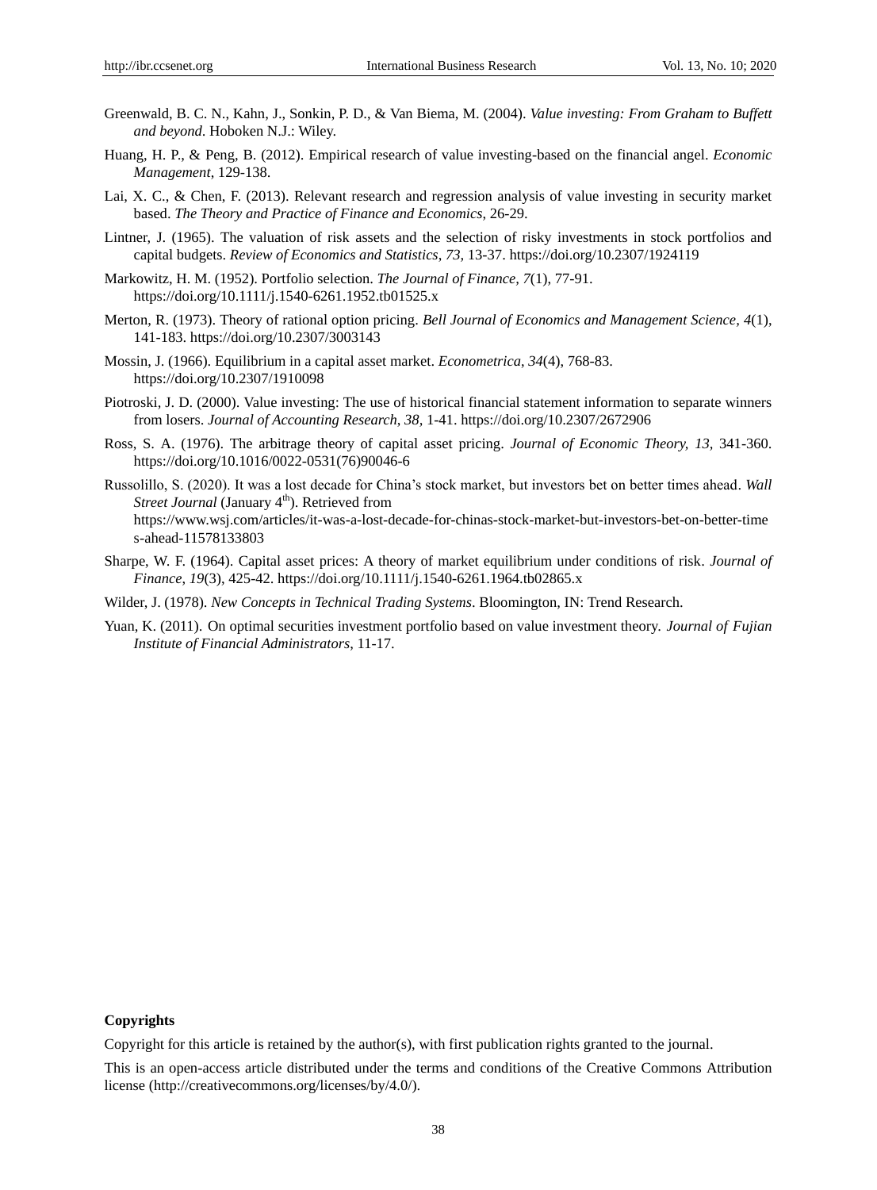Greenwald, B. C. N., Kahn, J., Sonkin, P. D., & Van Biema, M. (2004). *Value investing: From Graham to Buffett and beyond*. Hoboken N.J.: Wiley.

Huang, H. P., & Peng, B. (2012). Empirical research of value investing-based on the financial angel. *Economic Management*, 129-138.

Lai, X. C., & Chen, F. (2013). Relevant research and regression analysis of value investing in security market based. *The Theory and Practice of Finance and Economics*, 26-29.

Lintner, J. (1965). The valuation of risk assets and the selection of risky investments in stock portfolios and capital budgets. *Review of Economics and Statistics*, *73,* 13-37. https://doi.org/10.2307/1924119

Markowitz, H. M. (1952). Portfolio selection. *The Journal of Finance, 7*(1), 77-91. https://doi.org/10.1111/j.1540-6261.1952.tb01525.x

Merton, R. (1973). Theory of rational option pricing. *Bell Journal of Economics and Management Science, 4*(1), 141-183. https://doi.org/10.2307/3003143

Mossin, J. (1966). Equilibrium in a capital asset market. *Econometrica*, *34*(4), 768-83. https://doi.org/10.2307/1910098

Piotroski, J. D. (2000). Value investing: The use of historical financial statement information to separate winners from losers. *Journal of Accounting Research*, *38,* 1-41. https://doi.org/10.2307/2672906

Ross, S. A. (1976). The arbitrage theory of capital asset pricing. *Journal of Economic Theory, 13,* 341-360. https://doi.org/10.1016/0022-0531(76)90046-6

Russolillo, S. (2020). It was a lost decade for China's stock market, but investors bet on better times ahead. *Wall Street Journal* (January 4th). Retrieved from https://www.wsj.com/articles/it-was-a-lost-decade-for-chinas-stock-market-but-investors-bet-on-better-times-ahead-11578133803

Sharpe, W. F. (1964). Capital asset prices: A theory of market equilibrium under conditions of risk. *Journal of Finance*, *19*(3), 425-42. https://doi.org/10.1111/j.1540-6261.1964.tb02865.x

Wilder, J. (1978). *New Concepts in Technical Trading Systems*. Bloomington, IN: Trend Research.

Yuan, K. (2011). On optimal securities investment portfolio based on value investment theory. *Journal of Fujian Institute of Financial Administrators*, 11-17.

**Copyrights**

Copyright for this article is retained by the author(s), with first publication rights granted to the journal.

This is an open-access article distributed under the terms and conditions of the Creative Commons Attribution license (http://creativecommons.org/licenses/by/4.0/).